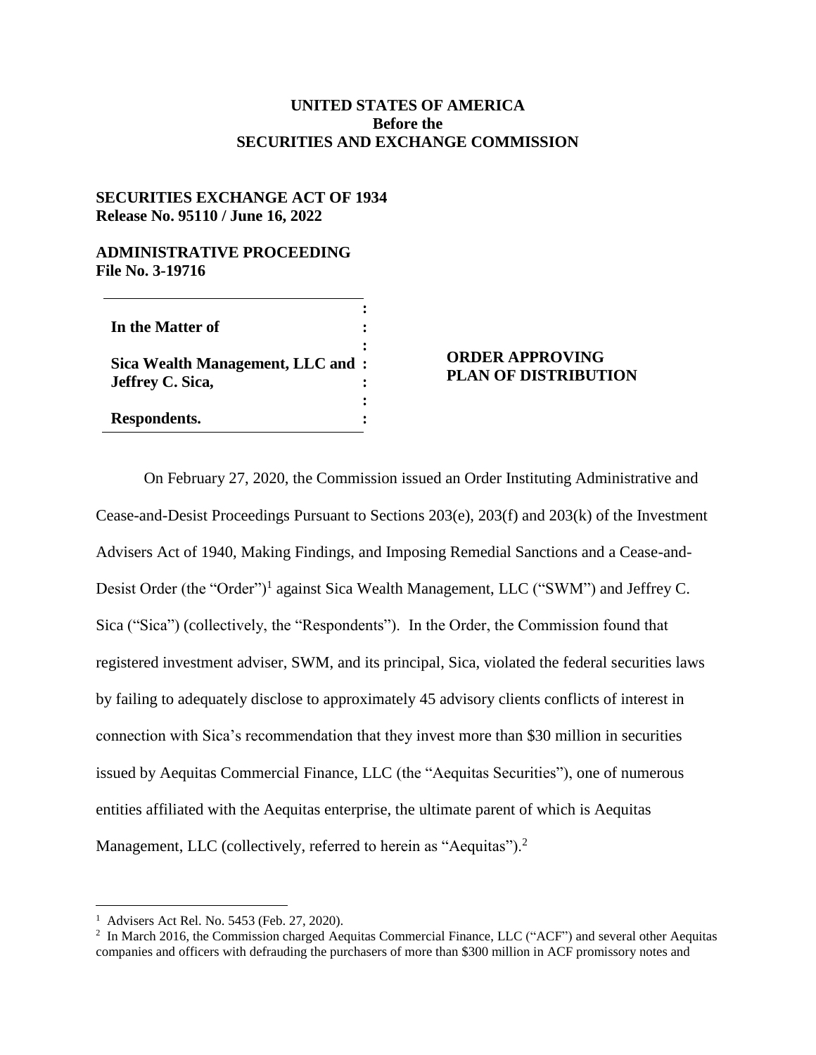**UNITED STATES OF AMERICA**
**Before the**
**SECURITIES AND EXCHANGE COMMISSION**

**SECURITIES EXCHANGE ACT OF 1934**
**Release No. 95110 / June 16, 2022**

**ADMINISTRATIVE PROCEEDING**
**File No. 3-19716**

**In the Matter of**

**Sica Wealth Management, LLC and Jeffrey C. Sica,**

**Respondents.**

**ORDER APPROVING PLAN OF DISTRIBUTION**

On February 27, 2020, the Commission issued an Order Instituting Administrative and Cease-and-Desist Proceedings Pursuant to Sections 203(e), 203(f) and 203(k) of the Investment Advisers Act of 1940, Making Findings, and Imposing Remedial Sanctions and a Cease-and-Desist Order (the "Order")[1] against Sica Wealth Management, LLC ("SWM") and Jeffrey C. Sica ("Sica") (collectively, the "Respondents"). In the Order, the Commission found that registered investment adviser, SWM, and its principal, Sica, violated the federal securities laws by failing to adequately disclose to approximately 45 advisory clients conflicts of interest in connection with Sica's recommendation that they invest more than $30 million in securities issued by Aequitas Commercial Finance, LLC (the "Aequitas Securities"), one of numerous entities affiliated with the Aequitas enterprise, the ultimate parent of which is Aequitas Management, LLC (collectively, referred to herein as "Aequitas").[2]

---

[1] Advisers Act Rel. No. 5453 (Feb. 27, 2020).

[2] In March 2016, the Commission charged Aequitas Commercial Finance, LLC ("ACF") and several other Aequitas companies and officers with defrauding the purchasers of more than $300 million in ACF promissory notes and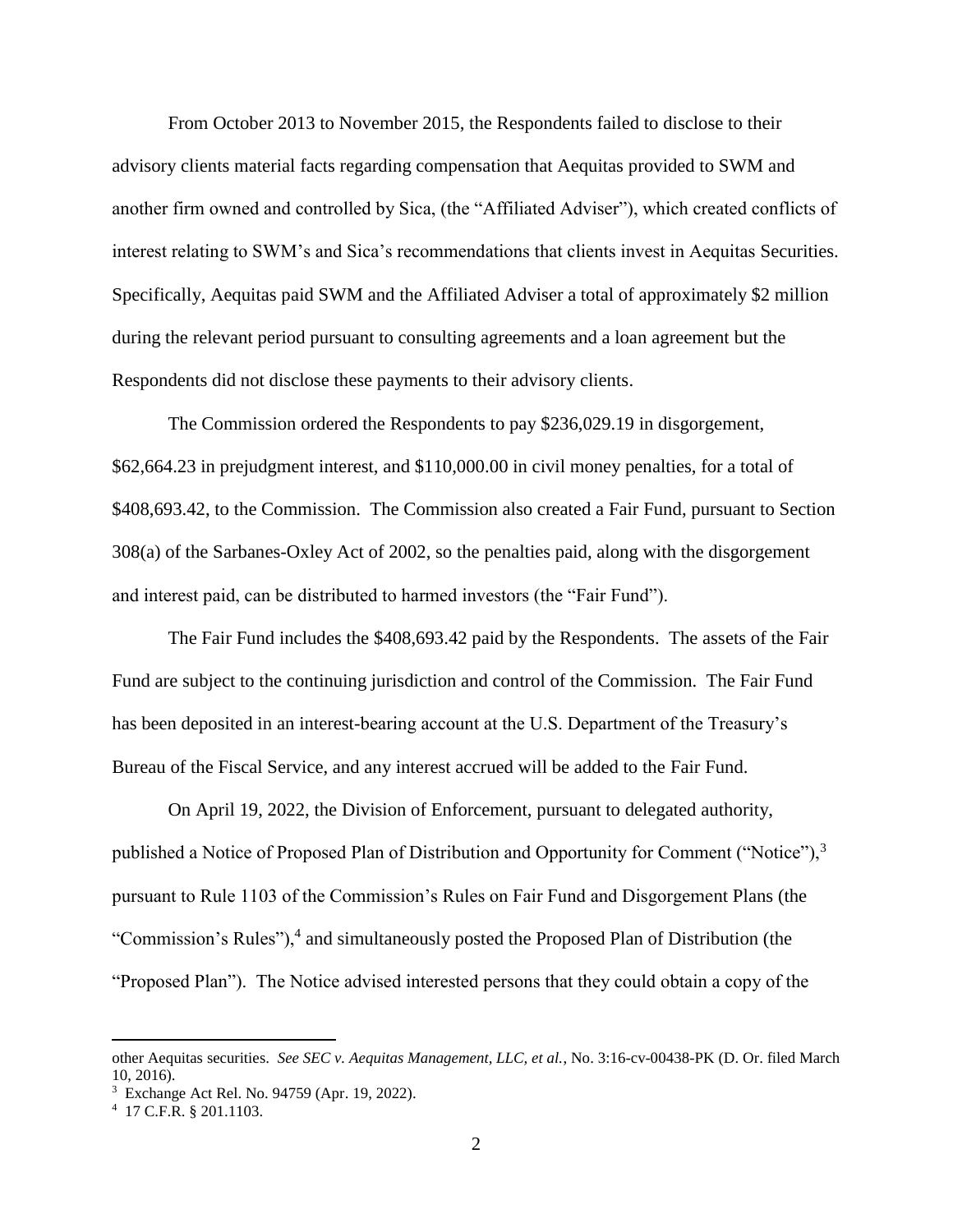From October 2013 to November 2015, the Respondents failed to disclose to their advisory clients material facts regarding compensation that Aequitas provided to SWM and another firm owned and controlled by Sica, (the "Affiliated Adviser"), which created conflicts of interest relating to SWM's and Sica's recommendations that clients invest in Aequitas Securities. Specifically, Aequitas paid SWM and the Affiliated Adviser a total of approximately $2 million during the relevant period pursuant to consulting agreements and a loan agreement but the Respondents did not disclose these payments to their advisory clients.

The Commission ordered the Respondents to pay $236,029.19 in disgorgement, $62,664.23 in prejudgment interest, and $110,000.00 in civil money penalties, for a total of $408,693.42, to the Commission. The Commission also created a Fair Fund, pursuant to Section 308(a) of the Sarbanes-Oxley Act of 2002, so the penalties paid, along with the disgorgement and interest paid, can be distributed to harmed investors (the "Fair Fund").

The Fair Fund includes the $408,693.42 paid by the Respondents. The assets of the Fair Fund are subject to the continuing jurisdiction and control of the Commission. The Fair Fund has been deposited in an interest-bearing account at the U.S. Department of the Treasury's Bureau of the Fiscal Service, and any interest accrued will be added to the Fair Fund.

On April 19, 2022, the Division of Enforcement, pursuant to delegated authority, published a Notice of Proposed Plan of Distribution and Opportunity for Comment ("Notice"),[3] pursuant to Rule 1103 of the Commission's Rules on Fair Fund and Disgorgement Plans (the "Commission's Rules"),[4] and simultaneously posted the Proposed Plan of Distribution (the "Proposed Plan"). The Notice advised interested persons that they could obtain a copy of the

---

other Aequitas securities. *See SEC v. Aequitas Management, LLC, et al.*, No. 3:16-cv-00438-PK (D. Or. filed March 10, 2016).

[3] Exchange Act Rel. No. 94759 (Apr. 19, 2022).

[4] 17 C.F.R. § 201.1103.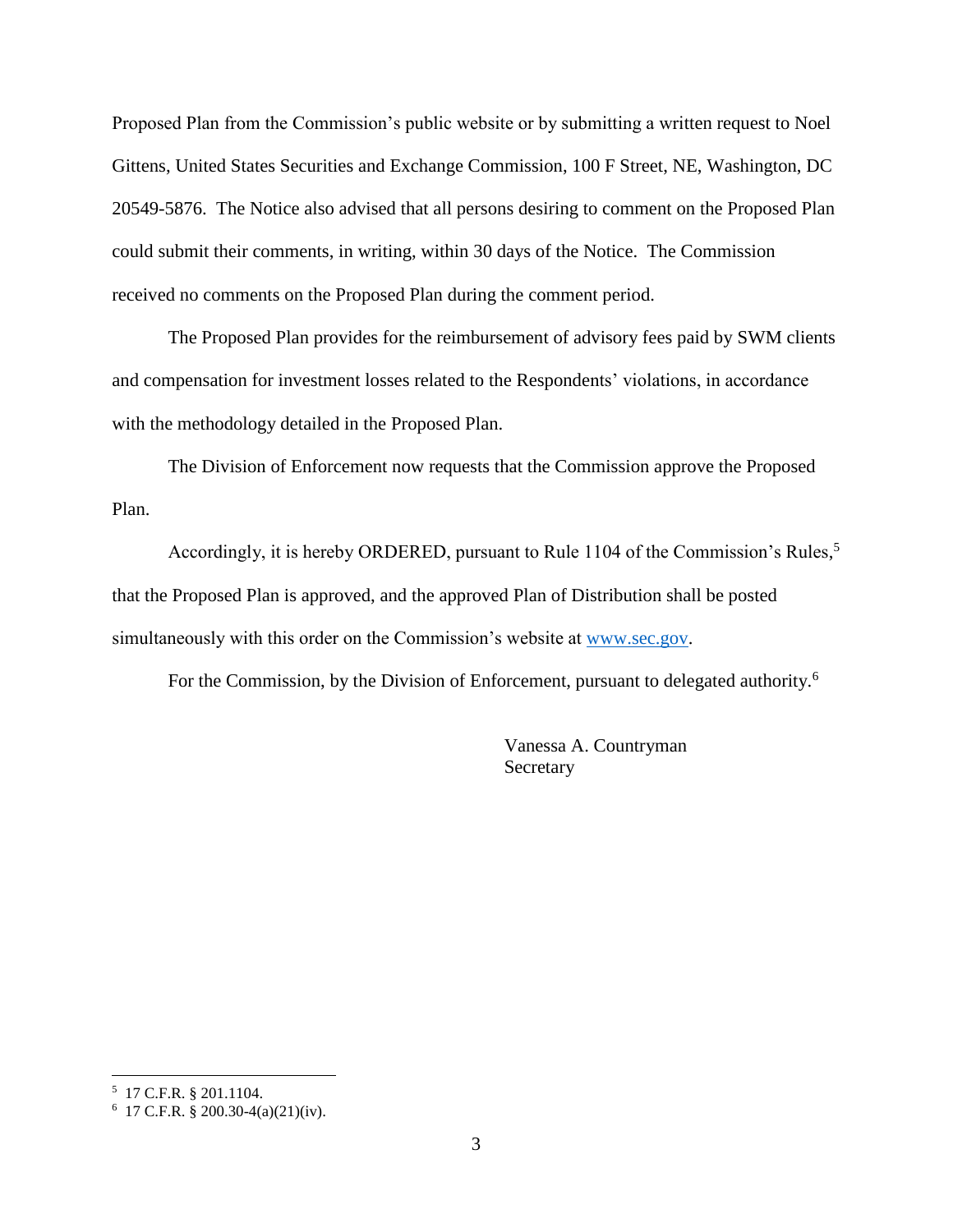Proposed Plan from the Commission's public website or by submitting a written request to Noel Gittens, United States Securities and Exchange Commission, 100 F Street, NE, Washington, DC 20549-5876. The Notice also advised that all persons desiring to comment on the Proposed Plan could submit their comments, in writing, within 30 days of the Notice. The Commission received no comments on the Proposed Plan during the comment period.

The Proposed Plan provides for the reimbursement of advisory fees paid by SWM clients and compensation for investment losses related to the Respondents' violations, in accordance with the methodology detailed in the Proposed Plan.

The Division of Enforcement now requests that the Commission approve the Proposed Plan.

Accordingly, it is hereby ORDERED, pursuant to Rule 1104 of the Commission's Rules,[5] that the Proposed Plan is approved, and the approved Plan of Distribution shall be posted simultaneously with this order on the Commission's website at www.sec.gov.

For the Commission, by the Division of Enforcement, pursuant to delegated authority.[6]

Vanessa A. Countryman
Secretary

---

[5] 17 C.F.R. § 201.1104.

[6] 17 C.F.R. § 200.30-4(a)(21)(iv).